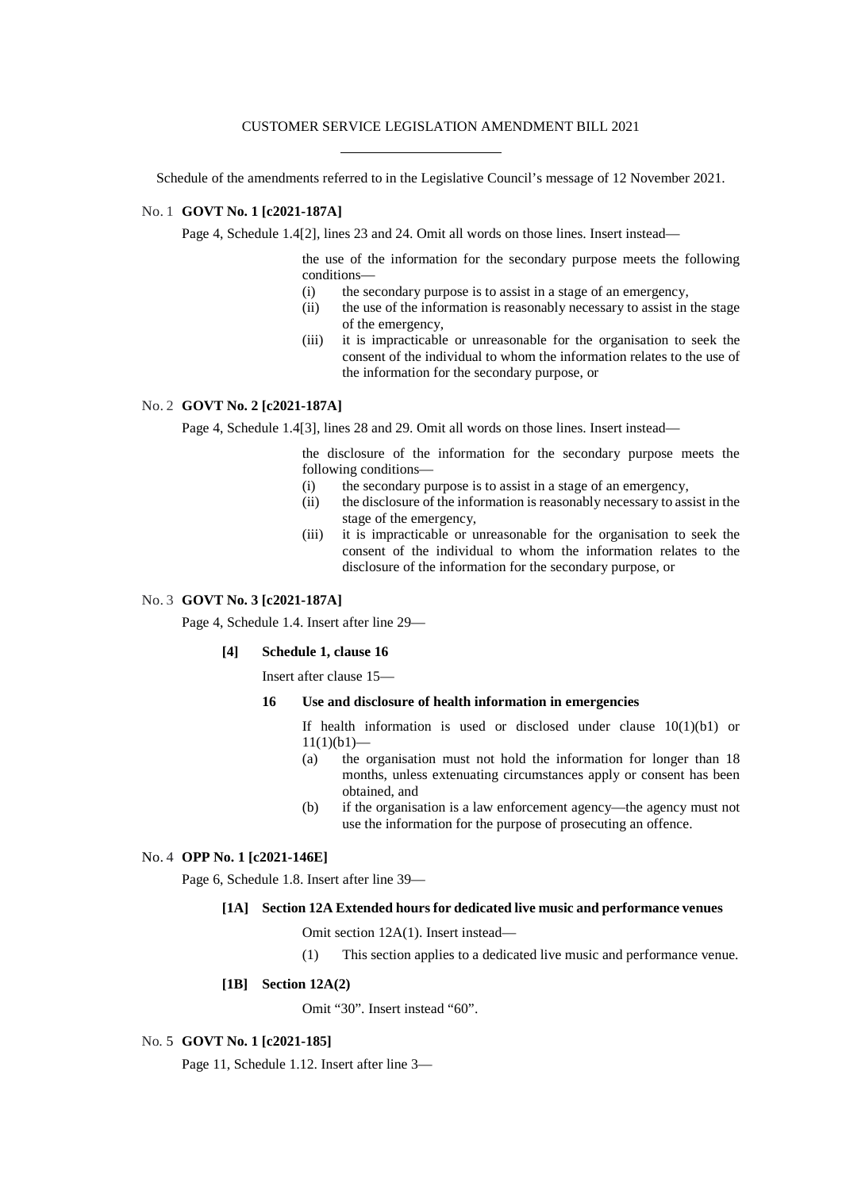# CUSTOMER SERVICE LEGISLATION AMENDMENT BILL 2021

Schedule of the amendments referred to in the Legislative Council's message of 12 November 2021.

No. 1 **GOVT No. 1 [c2021-187A]**

Page 4, Schedule 1.4[2], lines 23 and 24. Omit all words on those lines. Insert instead—

the use of the information for the secondary purpose meets the following conditions—

(i) the secondary purpose is to assist in a stage of an emergency,

(ii) the use of the information is reasonably necessary to assist in the stage of the emergency,

(iii) it is impracticable or unreasonable for the organisation to seek the consent of the individual to whom the information relates to the use of the information for the secondary purpose, or

No. 2 **GOVT No. 2 [c2021-187A]**

Page 4, Schedule 1.4[3], lines 28 and 29. Omit all words on those lines. Insert instead—

the disclosure of the information for the secondary purpose meets the following conditions—

(i) the secondary purpose is to assist in a stage of an emergency,

(ii) the disclosure of the information is reasonably necessary to assist in the stage of the emergency,

(iii) it is impracticable or unreasonable for the organisation to seek the consent of the individual to whom the information relates to the disclosure of the information for the secondary purpose, or

No. 3 **GOVT No. 3 [c2021-187A]**

Page 4, Schedule 1.4. Insert after line 29—

**[4] Schedule 1, clause 16**

Insert after clause 15—

**16 Use and disclosure of health information in emergencies**

If health information is used or disclosed under clause 10(1)(b1) or 11(1)(b1)—

(a) the organisation must not hold the information for longer than 18 months, unless extenuating circumstances apply or consent has been obtained, and

(b) if the organisation is a law enforcement agency—the agency must not use the information for the purpose of prosecuting an offence.

No. 4 **OPP No. 1 [c2021-146E]**

Page 6, Schedule 1.8. Insert after line 39—

**[1A] Section 12A Extended hours for dedicated live music and performance venues**

Omit section 12A(1). Insert instead—

(1) This section applies to a dedicated live music and performance venue.

**[1B] Section 12A(2)**

Omit "30". Insert instead "60".

No. 5 **GOVT No. 1 [c2021-185]**

Page 11, Schedule 1.12. Insert after line 3—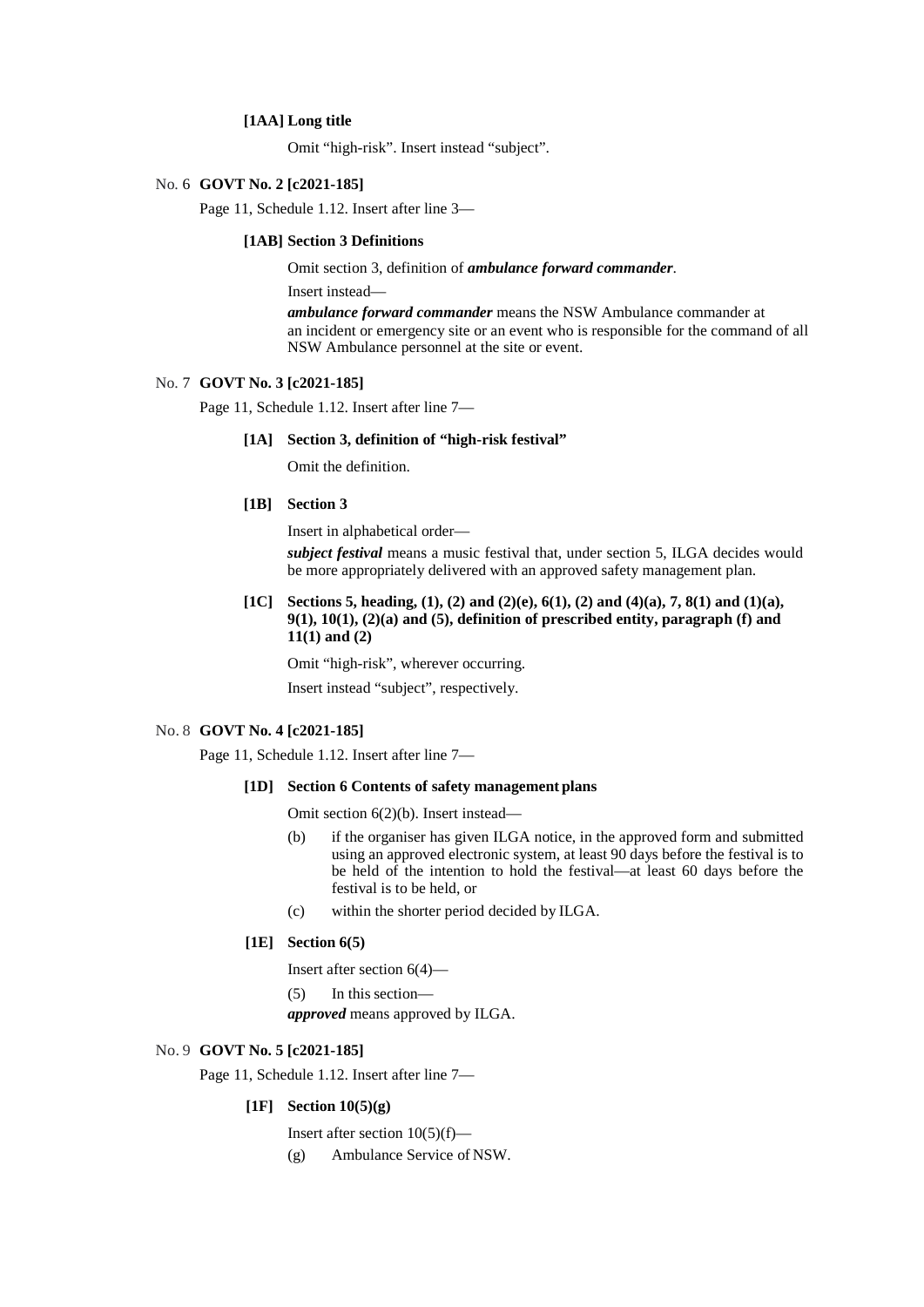**[1AA] Long title**

Omit "high-risk". Insert instead "subject".

No. 6 **GOVT No. 2 [c2021-185]**

Page 11, Schedule 1.12. Insert after line 3—

**[1AB] Section 3 Definitions**

Omit section 3, definition of ***ambulance forward commander***.

Insert instead—

***ambulance forward commander*** means the NSW Ambulance commander at an incident or emergency site or an event who is responsible for the command of all NSW Ambulance personnel at the site or event.

No. 7 **GOVT No. 3 [c2021-185]**

Page 11, Schedule 1.12. Insert after line 7—

**[1A] Section 3, definition of "high-risk festival"**

Omit the definition.

**[1B] Section 3**

Insert in alphabetical order—

***subject festival*** means a music festival that, under section 5, ILGA decides would be more appropriately delivered with an approved safety management plan.

**[1C] Sections 5, heading, (1), (2) and (2)(e), 6(1), (2) and (4)(a), 7, 8(1) and (1)(a), 9(1), 10(1), (2)(a) and (5), definition of prescribed entity, paragraph (f) and 11(1) and (2)**

Omit "high-risk", wherever occurring.

Insert instead "subject", respectively.

No. 8 **GOVT No. 4 [c2021-185]**

Page 11, Schedule 1.12. Insert after line 7—

**[1D] Section 6 Contents of safety management plans**

Omit section 6(2)(b). Insert instead—

(b) if the organiser has given ILGA notice, in the approved form and submitted using an approved electronic system, at least 90 days before the festival is to be held of the intention to hold the festival—at least 60 days before the festival is to be held, or

(c) within the shorter period decided by ILGA.

**[1E] Section 6(5)**

Insert after section 6(4)—

(5) In this section—

***approved*** means approved by ILGA.

No. 9 **GOVT No. 5 [c2021-185]**

Page 11, Schedule 1.12. Insert after line 7—

**[1F] Section 10(5)(g)**

Insert after section 10(5)(f)—

(g) Ambulance Service of NSW.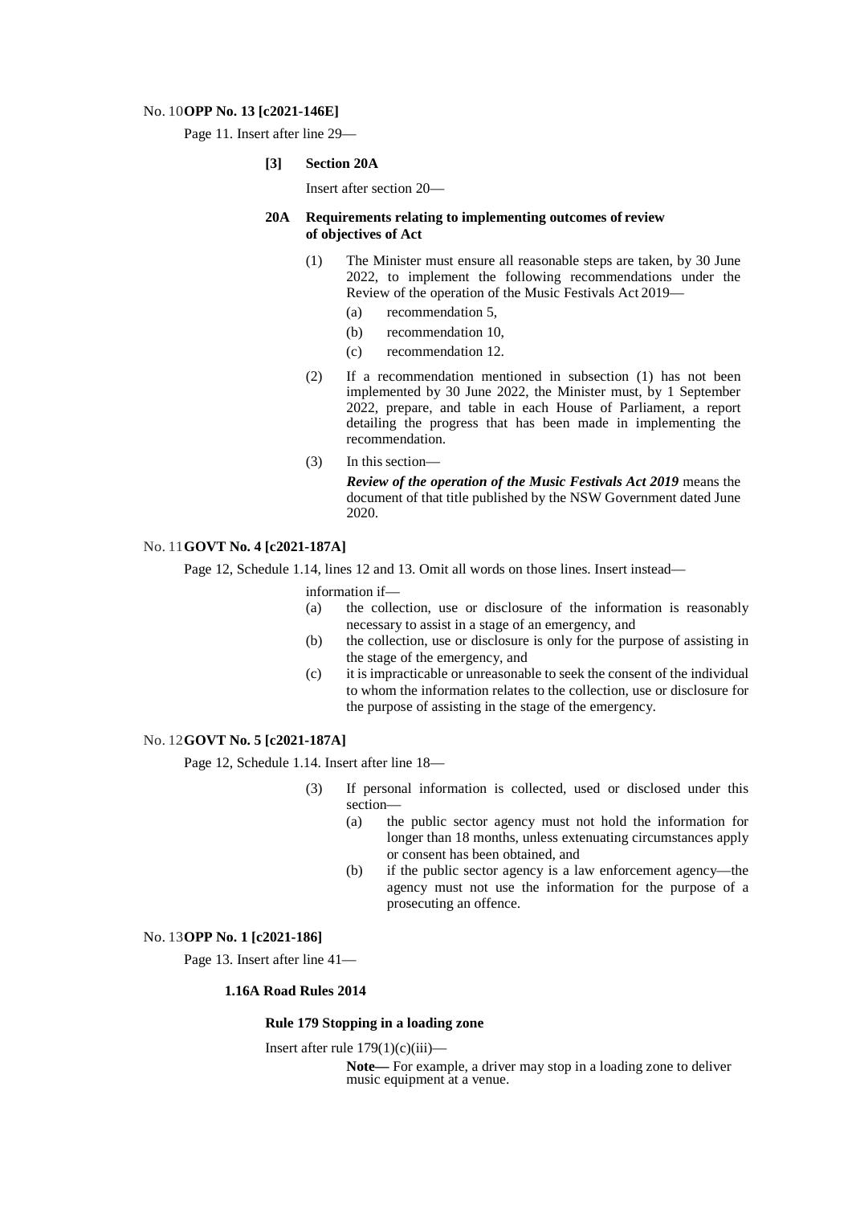No. 10 **OPP No. 13 [c2021-146E]**

Page 11. Insert after line 29—

**[3] Section 20A**

Insert after section 20—

**20A Requirements relating to implementing outcomes of review of objectives of Act**

(1) The Minister must ensure all reasonable steps are taken, by 30 June 2022, to implement the following recommendations under the Review of the operation of the Music Festivals Act 2019—

(a) recommendation 5,

(b) recommendation 10,

(c) recommendation 12.

(2) If a recommendation mentioned in subsection (1) has not been implemented by 30 June 2022, the Minister must, by 1 September 2022, prepare, and table in each House of Parliament, a report detailing the progress that has been made in implementing the recommendation.

(3) In this section—

***Review of the operation of the Music Festivals Act 2019*** means the document of that title published by the NSW Government dated June 2020.

No. 11 **GOVT No. 4 [c2021-187A]**

Page 12, Schedule 1.14, lines 12 and 13. Omit all words on those lines. Insert instead—

information if—

(a) the collection, use or disclosure of the information is reasonably necessary to assist in a stage of an emergency, and

(b) the collection, use or disclosure is only for the purpose of assisting in the stage of the emergency, and

(c) it is impracticable or unreasonable to seek the consent of the individual to whom the information relates to the collection, use or disclosure for the purpose of assisting in the stage of the emergency.

No. 12 **GOVT No. 5 [c2021-187A]**

Page 12, Schedule 1.14. Insert after line 18—

(3) If personal information is collected, used or disclosed under this section—

(a) the public sector agency must not hold the information for longer than 18 months, unless extenuating circumstances apply or consent has been obtained, and

(b) if the public sector agency is a law enforcement agency—the agency must not use the information for the purpose of a prosecuting an offence.

No. 13 **OPP No. 1 [c2021-186]**

Page 13. Insert after line 41—

**1.16A Road Rules 2014**

**Rule 179 Stopping in a loading zone**

Insert after rule 179(1)(c)(iii)—

**Note—** For example, a driver may stop in a loading zone to deliver music equipment at a venue.